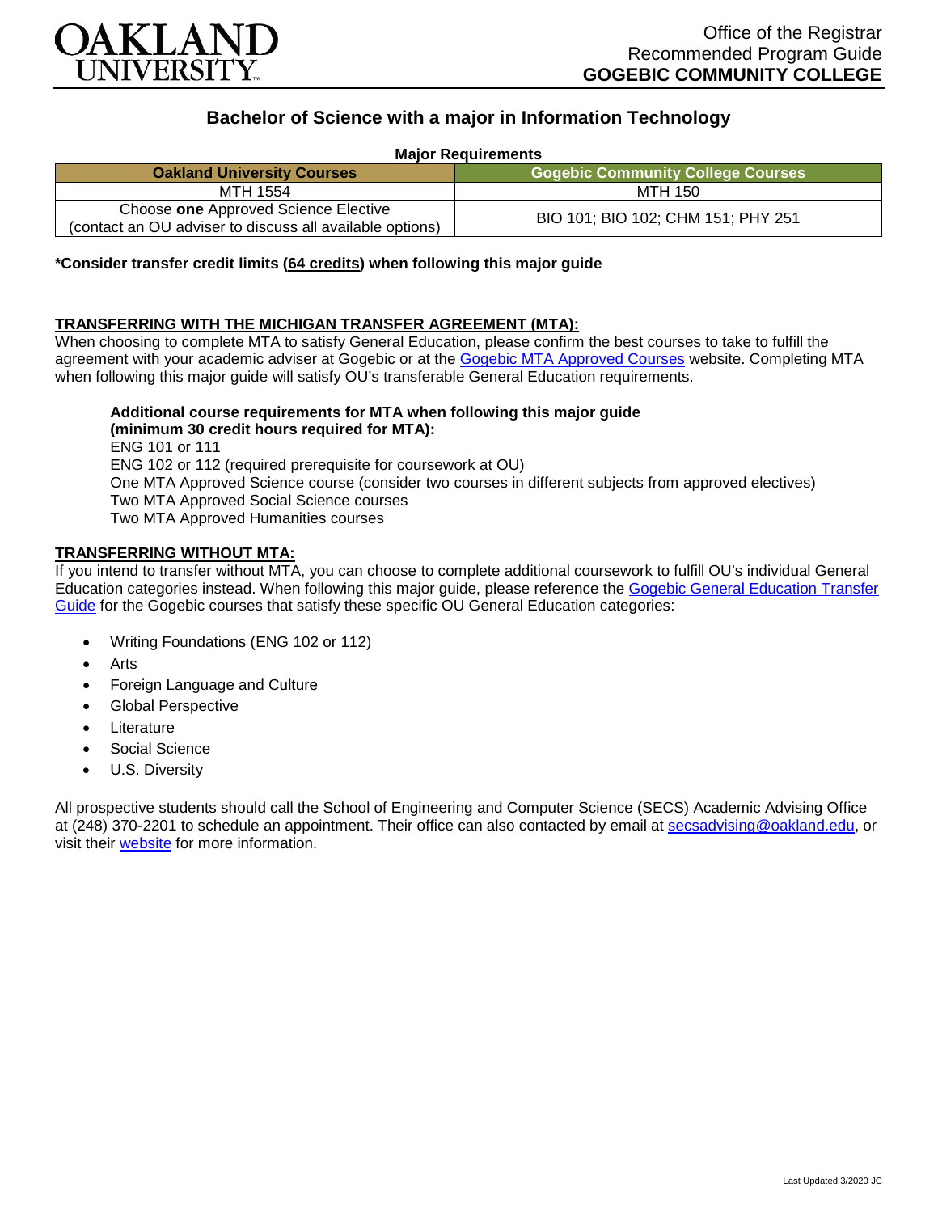Office of the Registrar
Recommended Program Guide
**GOGEBIC COMMUNITY COLLEGE**

# Bachelor of Science with a major in Information Technology

**Major Requirements**

| Oakland University Courses | Gogebic Community College Courses |
|---|---|
| MTH 1554 | MTH 150 |
| Choose **one** Approved Science Elective (contact an OU adviser to discuss all available options) | BIO 101; BIO 102; CHM 151; PHY 251 |

**\*Consider transfer credit limits (64 credits) when following this major guide**

## TRANSFERRING WITH THE MICHIGAN TRANSFER AGREEMENT (MTA):

When choosing to complete MTA to satisfy General Education, please confirm the best courses to take to fulfill the agreement with your academic adviser at Gogebic or at the Gogebic MTA Approved Courses website. Completing MTA when following this major guide will satisfy OU's transferable General Education requirements.

**Additional course requirements for MTA when following this major guide (minimum 30 credit hours required for MTA):**
ENG 101 or 111
ENG 102 or 112 (required prerequisite for coursework at OU)
One MTA Approved Science course (consider two courses in different subjects from approved electives)
Two MTA Approved Social Science courses
Two MTA Approved Humanities courses

## TRANSFERRING WITHOUT MTA:

If you intend to transfer without MTA, you can choose to complete additional coursework to fulfill OU's individual General Education categories instead. When following this major guide, please reference the Gogebic General Education Transfer Guide for the Gogebic courses that satisfy these specific OU General Education categories:

- Writing Foundations (ENG 102 or 112)
- Arts
- Foreign Language and Culture
- Global Perspective
- Literature
- Social Science
- U.S. Diversity

All prospective students should call the School of Engineering and Computer Science (SECS) Academic Advising Office at (248) 370-2201 to schedule an appointment. Their office can also contacted by email at secsadvising@oakland.edu, or visit their website for more information.

Last Updated 3/2020 JC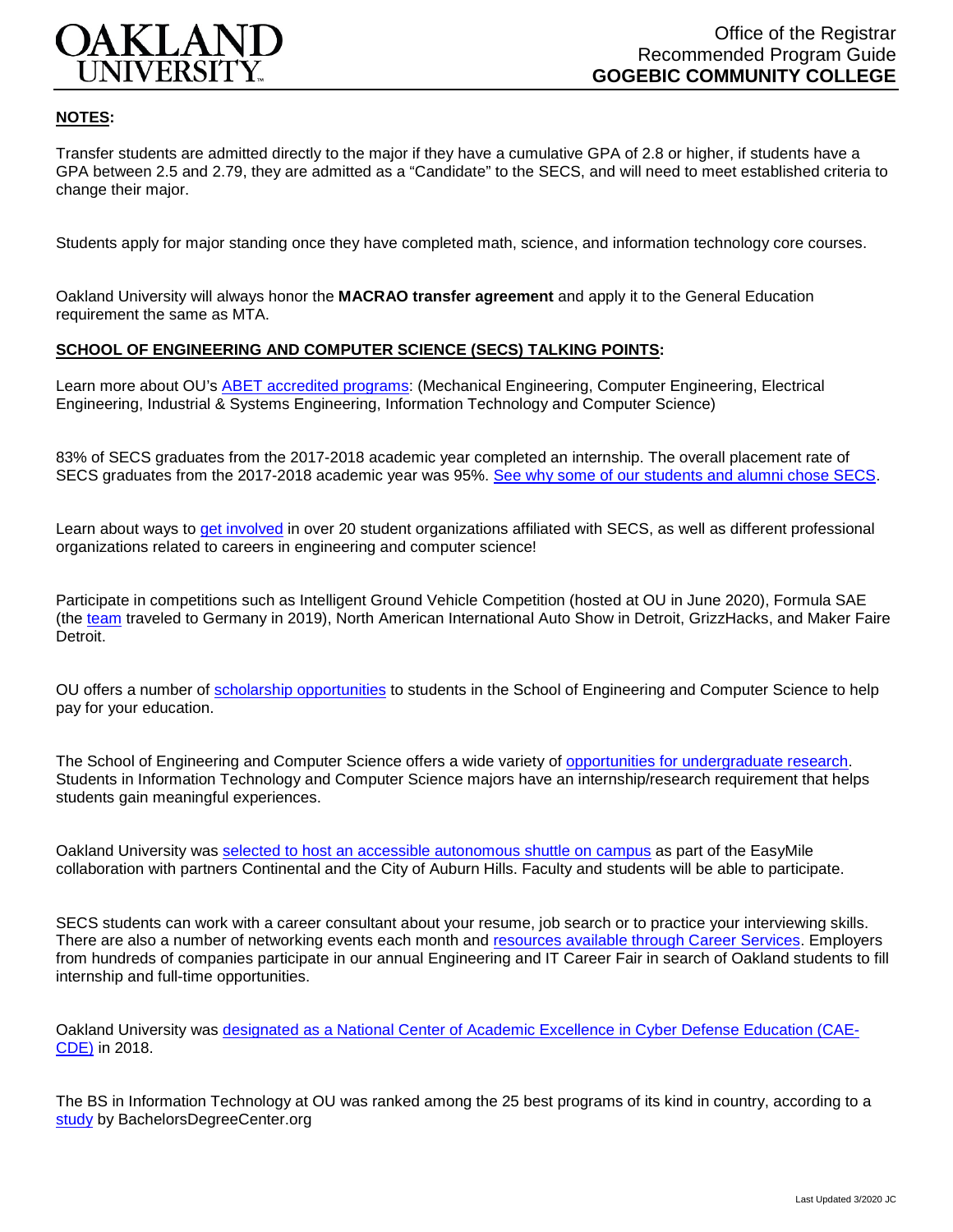**NOTES:**

Transfer students are admitted directly to the major if they have a cumulative GPA of 2.8 or higher, if students have a GPA between 2.5 and 2.79, they are admitted as a "Candidate" to the SECS, and will need to meet established criteria to change their major.

Students apply for major standing once they have completed math, science, and information technology core courses.

Oakland University will always honor the **MACRAO transfer agreement** and apply it to the General Education requirement the same as MTA.

**SCHOOL OF ENGINEERING AND COMPUTER SCIENCE (SECS) TALKING POINTS:**

Learn more about OU's ABET accredited programs: (Mechanical Engineering, Computer Engineering, Electrical Engineering, Industrial & Systems Engineering, Information Technology and Computer Science)

83% of SECS graduates from the 2017-2018 academic year completed an internship. The overall placement rate of SECS graduates from the 2017-2018 academic year was 95%. See why some of our students and alumni chose SECS.

Learn about ways to get involved in over 20 student organizations affiliated with SECS, as well as different professional organizations related to careers in engineering and computer science!

Participate in competitions such as Intelligent Ground Vehicle Competition (hosted at OU in June 2020), Formula SAE (the team traveled to Germany in 2019), North American International Auto Show in Detroit, GrizzHacks, and Maker Faire Detroit.

OU offers a number of scholarship opportunities to students in the School of Engineering and Computer Science to help pay for your education.

The School of Engineering and Computer Science offers a wide variety of opportunities for undergraduate research. Students in Information Technology and Computer Science majors have an internship/research requirement that helps students gain meaningful experiences.

Oakland University was selected to host an accessible autonomous shuttle on campus as part of the EasyMile collaboration with partners Continental and the City of Auburn Hills. Faculty and students will be able to participate.

SECS students can work with a career consultant about your resume, job search or to practice your interviewing skills. There are also a number of networking events each month and resources available through Career Services. Employers from hundreds of companies participate in our annual Engineering and IT Career Fair in search of Oakland students to fill internship and full-time opportunities.

Oakland University was designated as a National Center of Academic Excellence in Cyber Defense Education (CAE-CDE) in 2018.

The BS in Information Technology at OU was ranked among the 25 best programs of its kind in country, according to a study by BachelorsDegreeCenter.org